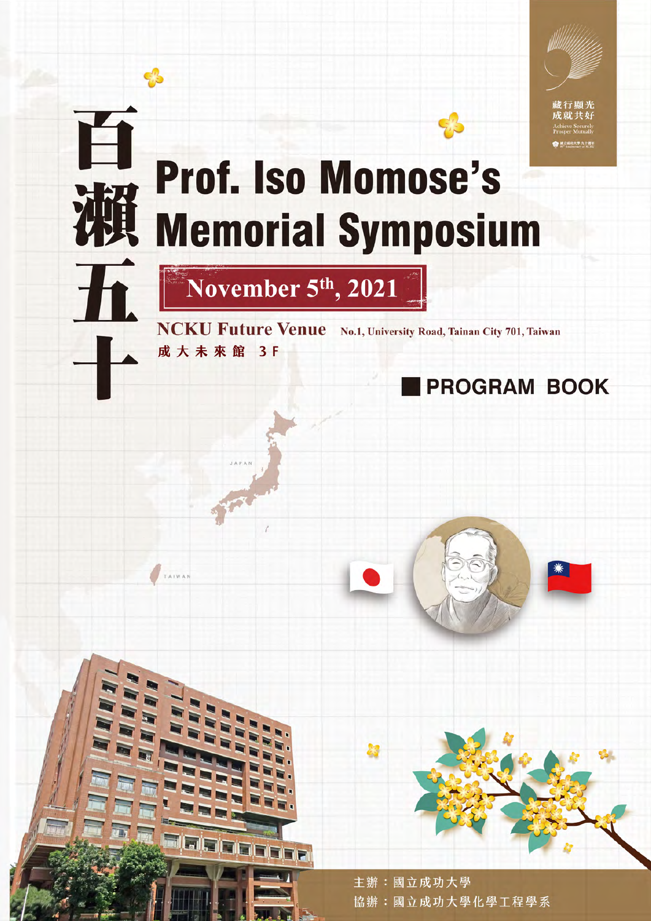# 百瀨五十

# Prof. Iso Momose's Memorial Symposium

**November $5^{th}$, 2021**

**NCKU Future Venue** No.1, University Road, Tainan City 701, Taiwan

成大未來館 3F

## PROGRAM BOOK

藏行顯光
成就共好
Achieve Securely
Prosper Mutually

JAPAN

TAIWAN

主辦：國立成功大學
協辦：國立成功大學化學工程學系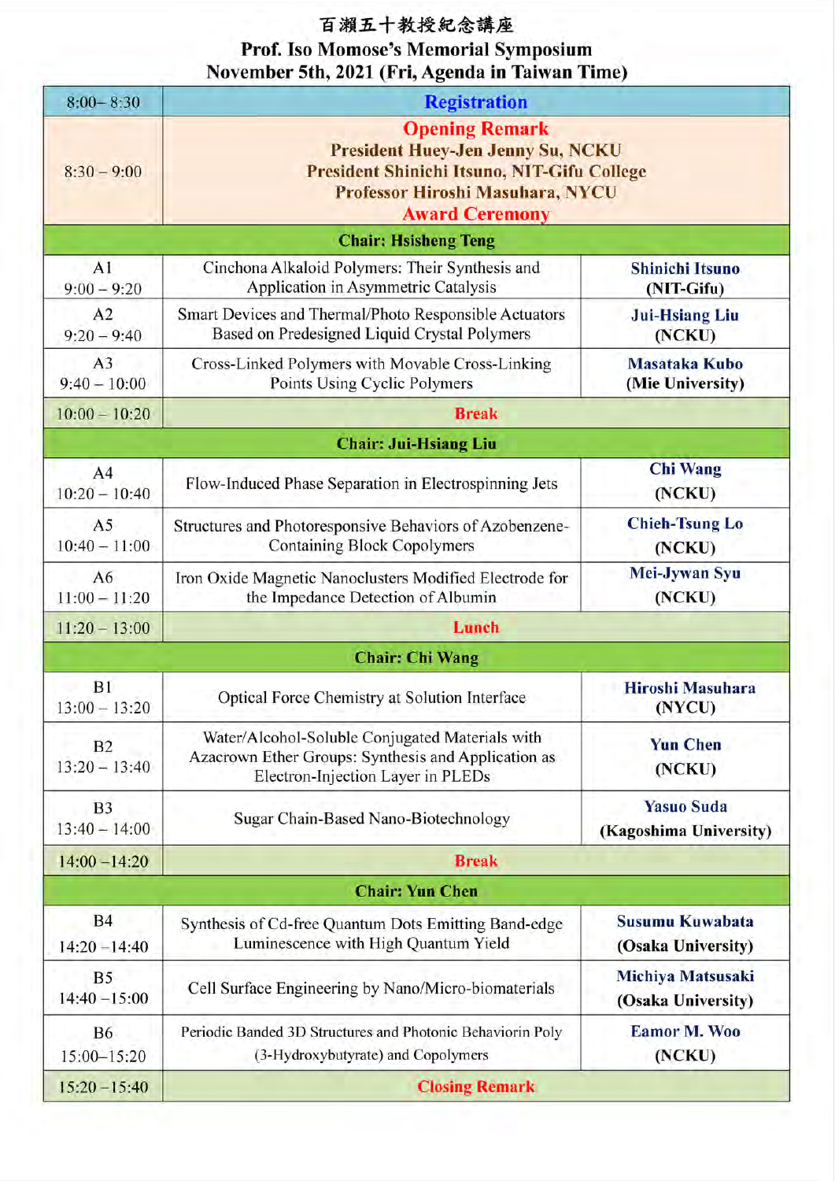# 百瀬五十教授紀念講座

## Prof. Iso Momose's Memorial Symposium

## November 5th, 2021 (Fri, Agenda in Taiwan Time)

| | | |
|---|---|---|
| 8:00– 8:30 | **Registration** | |
| 8:30 – 9:00 | **Opening Remark**<br>**President Huey-Jen Jenny Su, NCKU**<br>**President Shinichi Itsuno, NIT-Gifu College**<br>**Professor Hiroshi Masuhara, NYCU**<br>**Award Ceremony** | |
| **Chair: Hsisheng Teng** | | |
| A1<br>9:00 – 9:20 | Cinchona Alkaloid Polymers: Their Synthesis and Application in Asymmetric Catalysis | **Shinichi Itsuno**<br>**(NIT-Gifu)** |
| A2<br>9:20 – 9:40 | Smart Devices and Thermal/Photo Responsible Actuators Based on Predesigned Liquid Crystal Polymers | **Jui-Hsiang Liu**<br>**(NCKU)** |
| A3<br>9:40 – 10:00 | Cross-Linked Polymers with Movable Cross-Linking Points Using Cyclic Polymers | **Masataka Kubo**<br>**(Mie University)** |
| 10:00 – 10:20 | **Break** | |
| **Chair: Jui-Hsiang Liu** | | |
| A4<br>10:20 – 10:40 | Flow-Induced Phase Separation in Electrospinning Jets | **Chi Wang**<br>**(NCKU)** |
| A5<br>10:40 – 11:00 | Structures and Photoresponsive Behaviors of Azobenzene-Containing Block Copolymers | **Chieh-Tsung Lo**<br>**(NCKU)** |
| A6<br>11:00 – 11:20 | Iron Oxide Magnetic Nanoclusters Modified Electrode for the Impedance Detection of Albumin | **Mei-Jywan Syu**<br>**(NCKU)** |
| 11:20 – 13:00 | **Lunch** | |
| **Chair: Chi Wang** | | |
| B1<br>13:00 – 13:20 | Optical Force Chemistry at Solution Interface | **Hiroshi Masuhara**<br>**(NYCU)** |
| B2<br>13:20 – 13:40 | Water/Alcohol-Soluble Conjugated Materials with Azacrown Ether Groups: Synthesis and Application as Electron-Injection Layer in PLEDs | **Yun Chen**<br>**(NCKU)** |
| B3<br>13:40 – 14:00 | Sugar Chain-Based Nano-Biotechnology | **Yasuo Suda**<br>**(Kagoshima University)** |
| 14:00 –14:20 | **Break** | |
| **Chair: Yun Chen** | | |
| B4<br>14:20 –14:40 | Synthesis of Cd-free Quantum Dots Emitting Band-edge Luminescence with High Quantum Yield | **Susumu Kuwabata**<br>**(Osaka University)** |
| B5<br>14:40 –15:00 | Cell Surface Engineering by Nano/Micro-biomaterials | **Michiya Matsusaki**<br>**(Osaka University)** |
| B6<br>15:00–15:20 | Periodic Banded 3D Structures and Photonic Behaviorin Poly (3-Hydroxybutyrate) and Copolymers | **Eamor M. Woo**<br>**(NCKU)** |
| 15:20 –15:40 | **Closing Remark** | |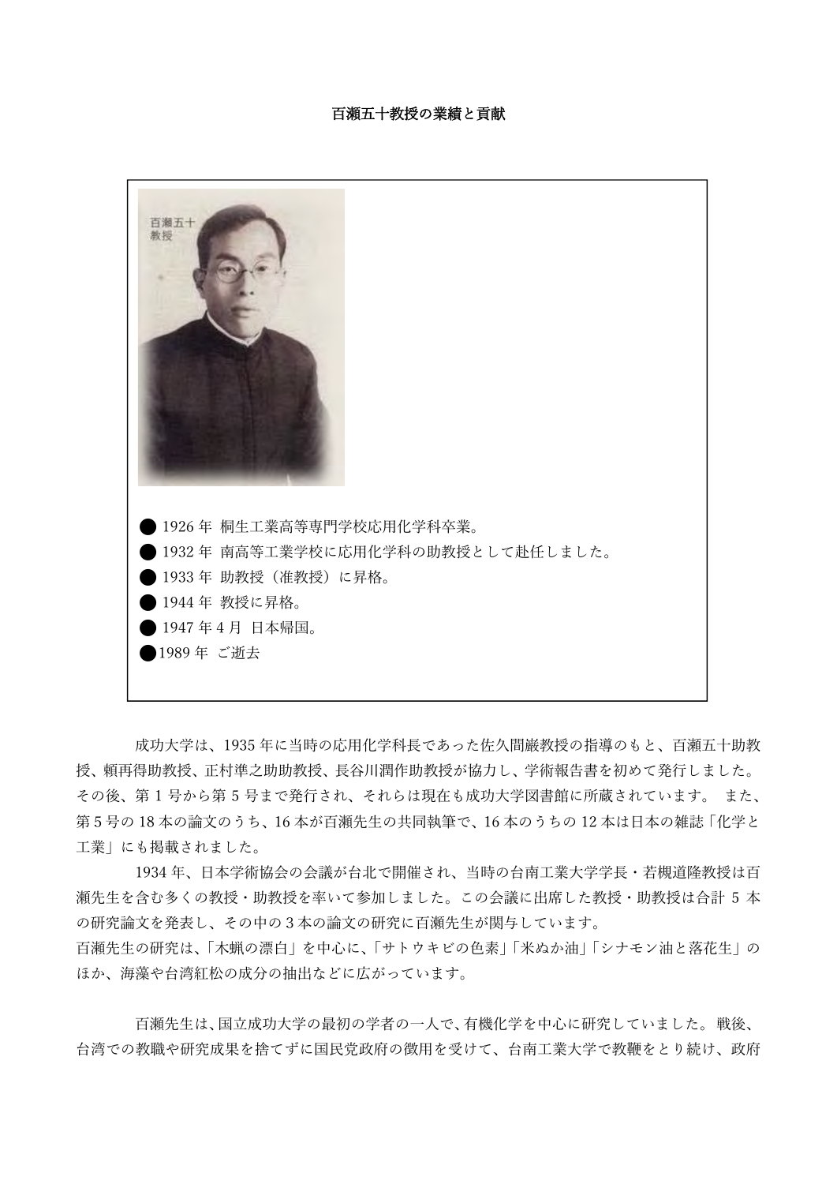**百瀬五十教授の業績と貢献**

百瀬五十
教授

- 1926 年 桐生工業高等専門学校応用化学科卒業。
- 1932 年 南高等工業学校に応用化学科の助教授として赴任しました。
- 1933 年 助教授（准教授）に昇格。
- 1944 年 教授に昇格。
- 1947 年 4 月 日本帰国。
- 1989 年 ご逝去

成功大学は、1935 年に当時の応用化学科長であった佐久間巌教授の指導のもと、百瀬五十助教授、頼再得助教授、正村準之助助教授、長谷川潤作助教授が協力し、学術報告書を初めて発行しました。その後、第 1 号から第 5 号まで発行され、それらは現在も成功大学図書館に所蔵されています。 また、第 5 号の 18 本の論文のうち、16 本が百瀬先生の共同執筆で、16 本のうちの 12 本は日本の雑誌「化学と工業」にも掲載されました。

1934 年、日本学術協会の会議が台北で開催され、当時の台南工業大学学長・若槻道隆教授は百瀬先生を含む多くの教授・助教授を率いて参加しました。この会議に出席した教授・助教授は合計 5 本の研究論文を発表し、その中の 3 本の論文の研究に百瀬先生が関与しています。
百瀬先生の研究は、「木蝋の漂白」を中心に、「サトウキビの色素」「米ぬか油」「シナモン油と落花生」のほか、海藻や台湾紅松の成分の抽出などに広がっています。

百瀬先生は、国立成功大学の最初の学者の一人で、有機化学を中心に研究していました。 戦後、台湾での教職や研究成果を捨てずに国民党政府の徴用を受けて、台南工業大学で教鞭をとり続け、政府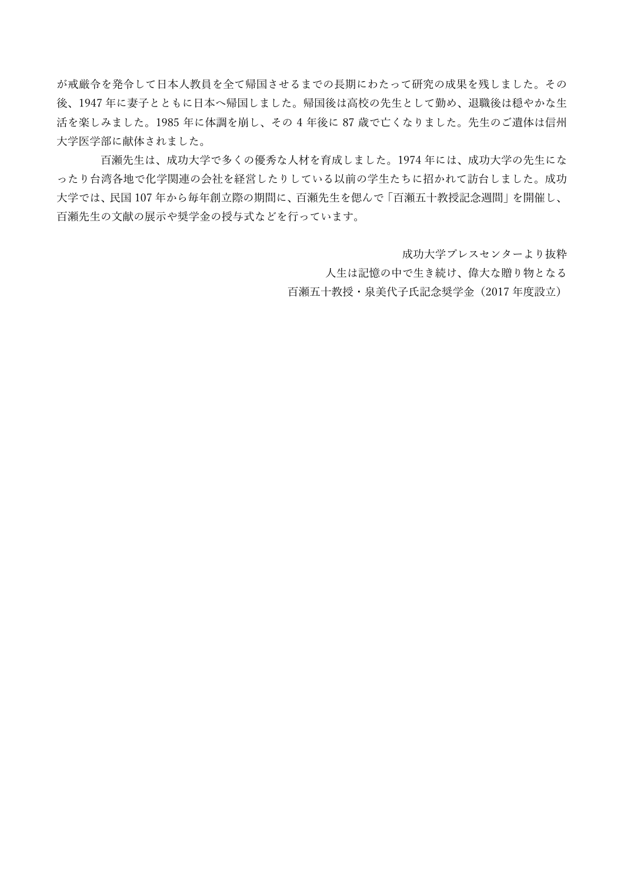が戒厳令を発令して日本人教員を全て帰国させるまでの長期にわたって研究の成果を残しました。その後、1947 年に妻子とともに日本へ帰国しました。帰国後は高校の先生として勤め、退職後は穏やかな生活を楽しみました。1985 年に体調を崩し、その 4 年後に 87 歳で亡くなりました。先生のご遺体は信州大学医学部に献体されました。

百瀬先生は、成功大学で多くの優秀な人材を育成しました。1974 年には、成功大学の先生になったり台湾各地で化学関連の会社を経営したりしている以前の学生たちに招かれて訪台しました。成功大学では、民国 107 年から毎年創立際の期間に、百瀬先生を偲んで「百瀬五十教授記念週間」を開催し、百瀬先生の文献の展示や奨学金の授与式などを行っています。

成功大学プレスセンターより抜粋

人生は記憶の中で生き続け、偉大な贈り物となる

百瀬五十教授・泉美代子氏記念奨学金（2017 年度設立）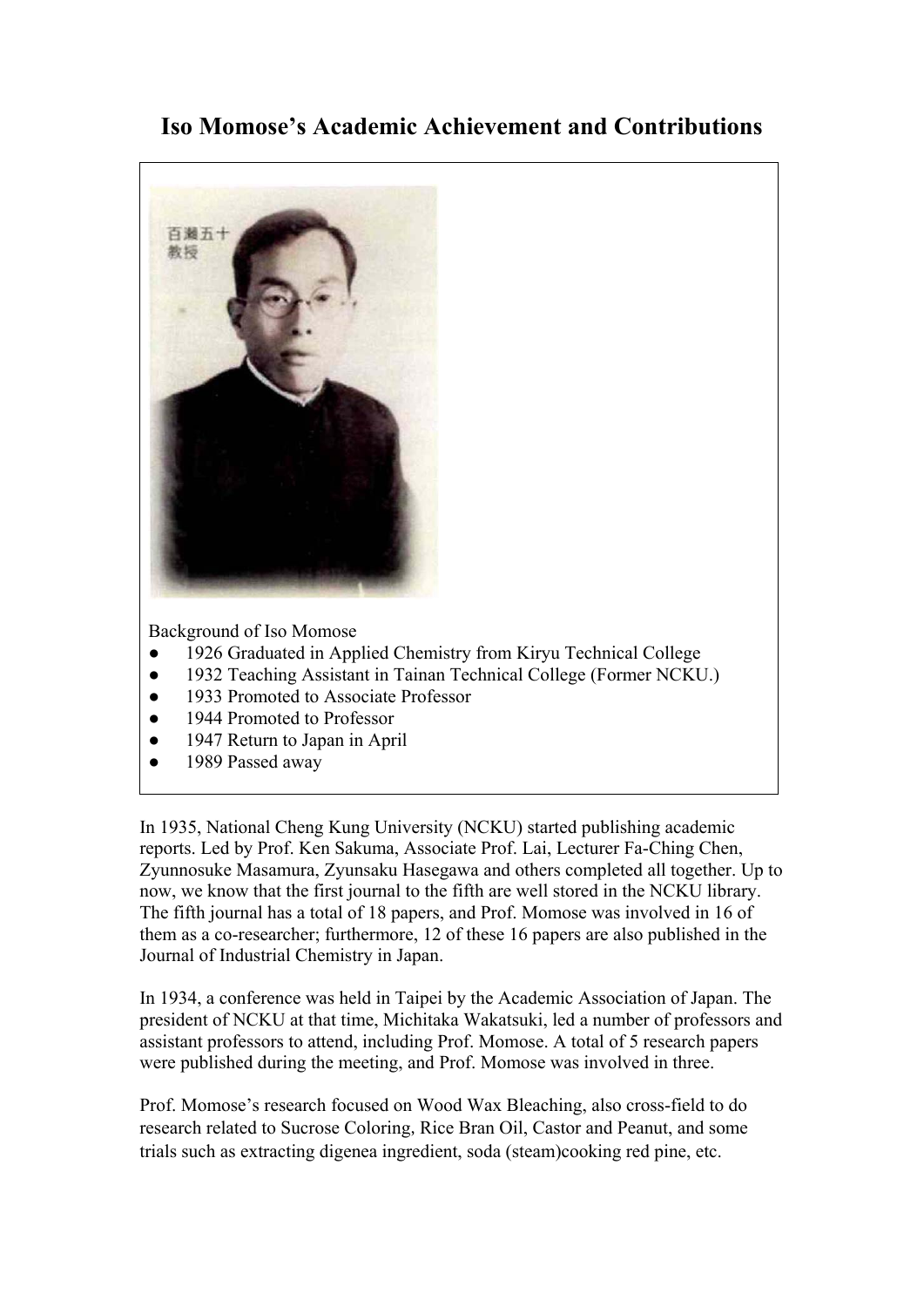# Iso Momose's Academic Achievement and Contributions

Background of Iso Momose

- 1926 Graduated in Applied Chemistry from Kiryu Technical College
- 1932 Teaching Assistant in Tainan Technical College (Former NCKU.)
- 1933 Promoted to Associate Professor
- 1944 Promoted to Professor
- 1947 Return to Japan in April
- 1989 Passed away

In 1935, National Cheng Kung University (NCKU) started publishing academic reports. Led by Prof. Ken Sakuma, Associate Prof. Lai, Lecturer Fa-Ching Chen, Zyunnosuke Masamura, Zyunsaku Hasegawa and others completed all together. Up to now, we know that the first journal to the fifth are well stored in the NCKU library. The fifth journal has a total of 18 papers, and Prof. Momose was involved in 16 of them as a co-researcher; furthermore, 12 of these 16 papers are also published in the Journal of Industrial Chemistry in Japan.

In 1934, a conference was held in Taipei by the Academic Association of Japan. The president of NCKU at that time, Michitaka Wakatsuki, led a number of professors and assistant professors to attend, including Prof. Momose. A total of 5 research papers were published during the meeting, and Prof. Momose was involved in three.

Prof. Momose's research focused on Wood Wax Bleaching, also cross-field to do research related to Sucrose Coloring, Rice Bran Oil, Castor and Peanut, and some trials such as extracting digenea ingredient, soda (steam)cooking red pine, etc.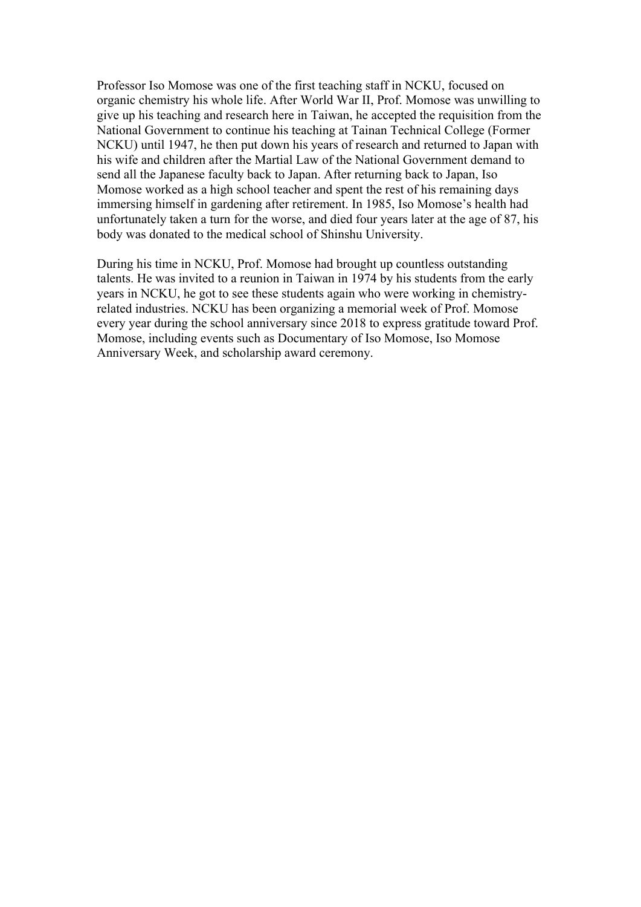Professor Iso Momose was one of the first teaching staff in NCKU, focused on organic chemistry his whole life. After World War II, Prof. Momose was unwilling to give up his teaching and research here in Taiwan, he accepted the requisition from the National Government to continue his teaching at Tainan Technical College (Former NCKU) until 1947, he then put down his years of research and returned to Japan with his wife and children after the Martial Law of the National Government demand to send all the Japanese faculty back to Japan. After returning back to Japan, Iso Momose worked as a high school teacher and spent the rest of his remaining days immersing himself in gardening after retirement. In 1985, Iso Momose's health had unfortunately taken a turn for the worse, and died four years later at the age of 87, his body was donated to the medical school of Shinshu University.

During his time in NCKU, Prof. Momose had brought up countless outstanding talents. He was invited to a reunion in Taiwan in 1974 by his students from the early years in NCKU, he got to see these students again who were working in chemistry-related industries. NCKU has been organizing a memorial week of Prof. Momose every year during the school anniversary since 2018 to express gratitude toward Prof. Momose, including events such as Documentary of Iso Momose, Iso Momose Anniversary Week, and scholarship award ceremony.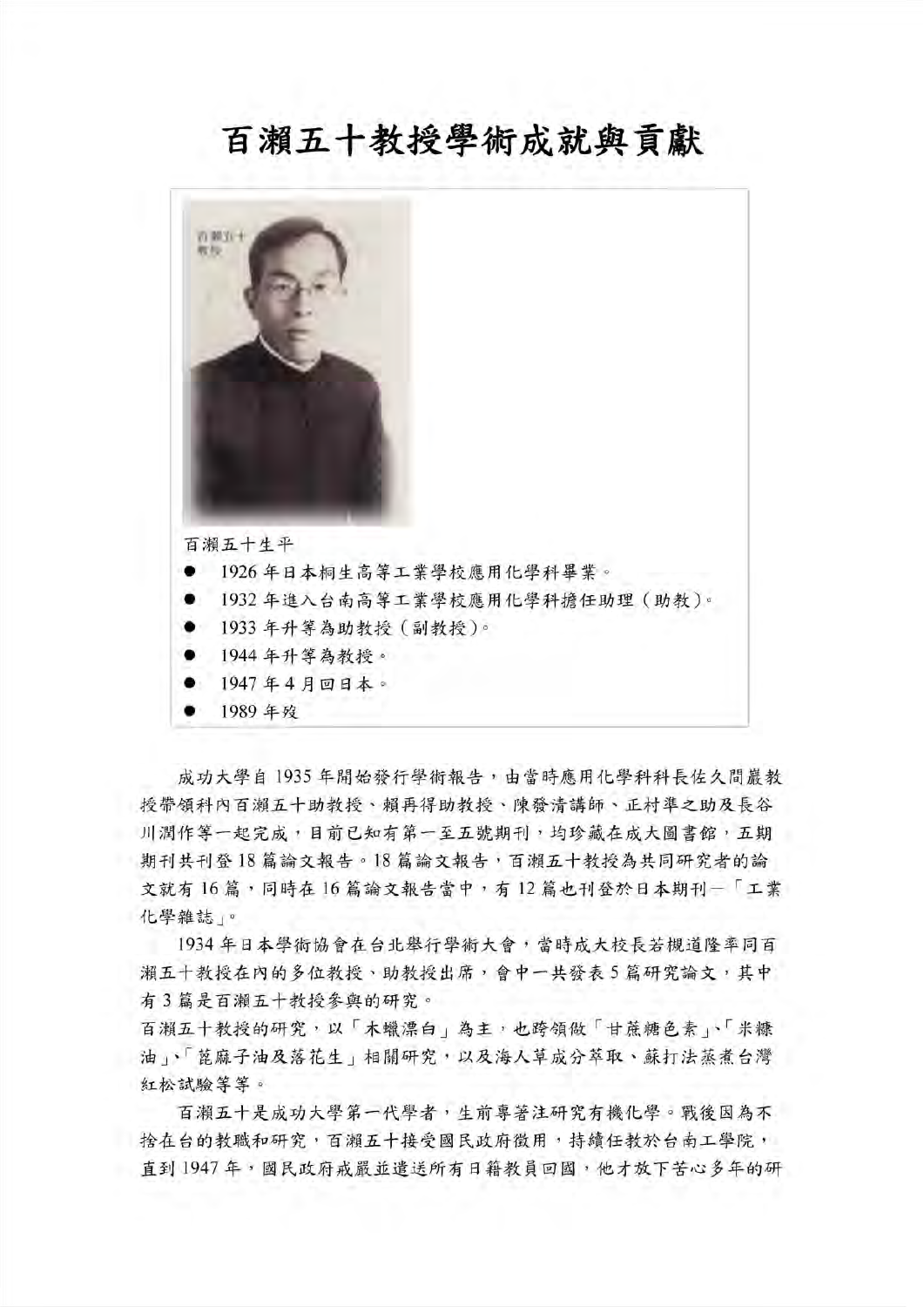# 百瀨五十教授學術成就與貢獻

百瀨五十生平

- 1926 年日本桐生高等工業學校應用化學科畢業。
- 1932 年進入台南高等工業學校應用化學科擔任助理（助教）。
- 1933 年升等為助教授（副教授）。
- 1944 年升等為教授。
- 1947 年 4 月回日本。
- 1989 年歿

成功大學自 1935 年開始發行學術報告，由當時應用化學科科長佐久間巖教授帶領科內百瀨五十助教授、賴再得助教授、陳發清講師、正村準之助及長谷川潤作等一起完成，目前已知有第一至五號期刊，均珍藏在成大圖書館，五期期刊共刊登 18 篇論文報告。18 篇論文報告，百瀨五十教授為共同研究者的論文就有 16 篇，同時在 16 篇論文報告當中，有 12 篇也刊登於日本期刊－「工業化學雜誌」。

1934 年日本學術協會在台北舉行學術大會，當時成大校長若槻道隆率同百瀨五十教授在內的多位教授、助教授出席，會中一共發表 5 篇研究論文，其中有 3 篇是百瀨五十教授參與的研究。

百瀨五十教授的研究，以「木蠟漂白」為主，也跨領做「甘蔗糖色素」、「米糠油」、「蓖麻子油及落花生」相關研究，以及海人草成分萃取、蘇打法蒸煮台灣紅松試驗等等。

百瀨五十是成功大學第一代學者，生前專著注研究有機化學。戰後因為不捨在台的教職和研究，百瀨五十接受國民政府徵用，持續任教於台南工學院，直到 1947 年，國民政府戒嚴並遣送所有日籍教員回國，他才放下苦心多年的研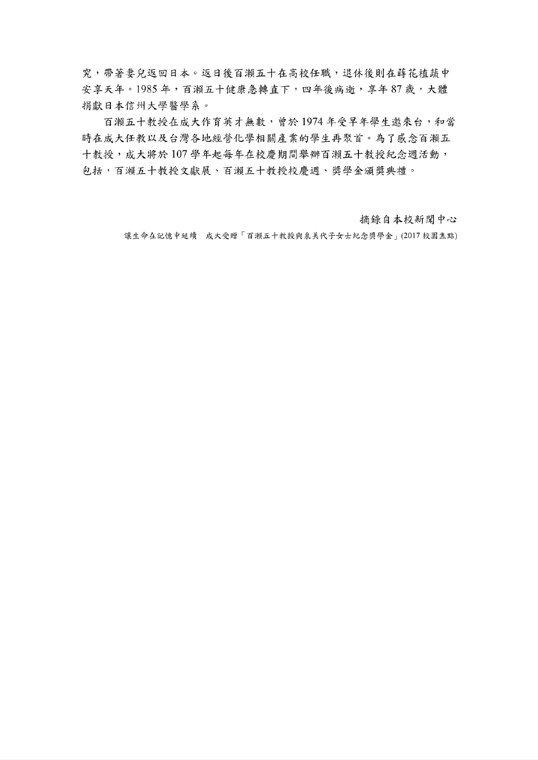究，帶著妻兒返回日本。返日後百瀨五十在高校任職，退休後則在蒔花植蔬中安享天年。1985 年，百瀨五十健康急轉直下，四年後病逝，享年 87 歲，大體捐獻日本信州大學醫學系。

百瀨五十教授在成大作育英才無數，曾於 1974 年受早年學生邀來台，和當時在成大任教以及台灣各地經營化學相關產業的學生再聚首。為了感念百瀨五十教授，成大將於 107 學年起每年在校慶期間舉辦百瀨五十教授紀念週活動，包括，百瀨五十教授文獻展、百瀨五十教授校慶週、獎學金頒獎典禮。

摘錄自本校新聞中心

讓生命在記憶中延續　成大受贈「百瀨五十教授與泉美代子女士紀念獎學金」(2017 校園焦點)